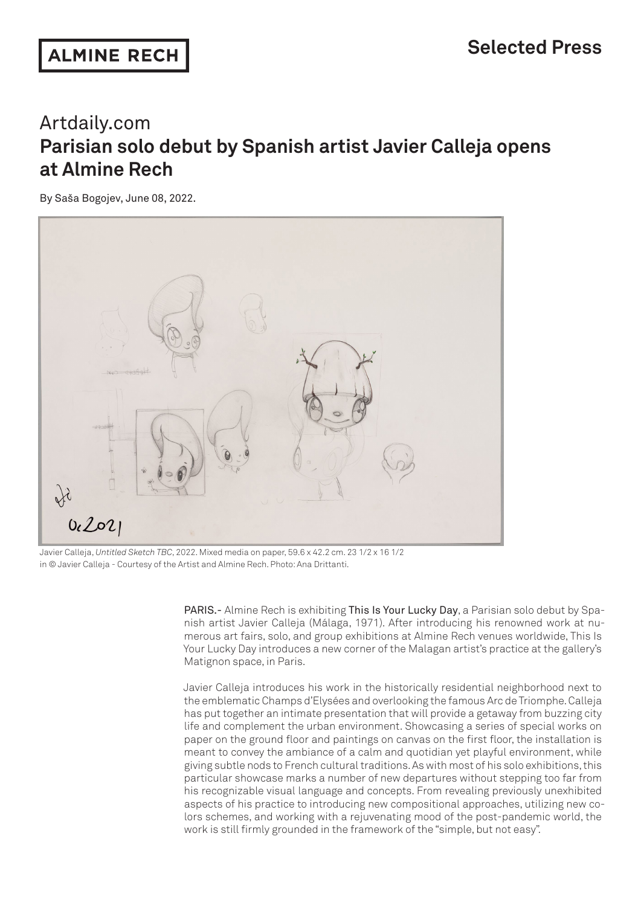ALMINE RECH

Selected Press

## Artdaily.com

# Parisian solo debut by Spanish artist Javier Calleja opens at Almine Rech

By Saša Bogojev, June 08, 2022.

Javier Calleja, *Untitled Sketch TBC*, 2022. Mixed media on paper, 59.6 x 42.2 cm. 23 1/2 x 16 1/2 in © Javier Calleja - Courtesy of the Artist and Almine Rech. Photo: Ana Drittanti.

PARIS.- Almine Rech is exhibiting This Is Your Lucky Day, a Parisian solo debut by Spanish artist Javier Calleja (Málaga, 1971). After introducing his renowned work at numerous art fairs, solo, and group exhibitions at Almine Rech venues worldwide, This Is Your Lucky Day introduces a new corner of the Malagan artist's practice at the gallery's Matignon space, in Paris.

Javier Calleja introduces his work in the historically residential neighborhood next to the emblematic Champs d'Elysées and overlooking the famous Arc de Triomphe. Calleja has put together an intimate presentation that will provide a getaway from buzzing city life and complement the urban environment. Showcasing a series of special works on paper on the ground floor and paintings on canvas on the first floor, the installation is meant to convey the ambiance of a calm and quotidian yet playful environment, while giving subtle nods to French cultural traditions. As with most of his solo exhibitions, this particular showcase marks a number of new departures without stepping too far from his recognizable visual language and concepts. From revealing previously unexhibited aspects of his practice to introducing new compositional approaches, utilizing new colors schemes, and working with a rejuvenating mood of the post-pandemic world, the work is still firmly grounded in the framework of the "simple, but not easy".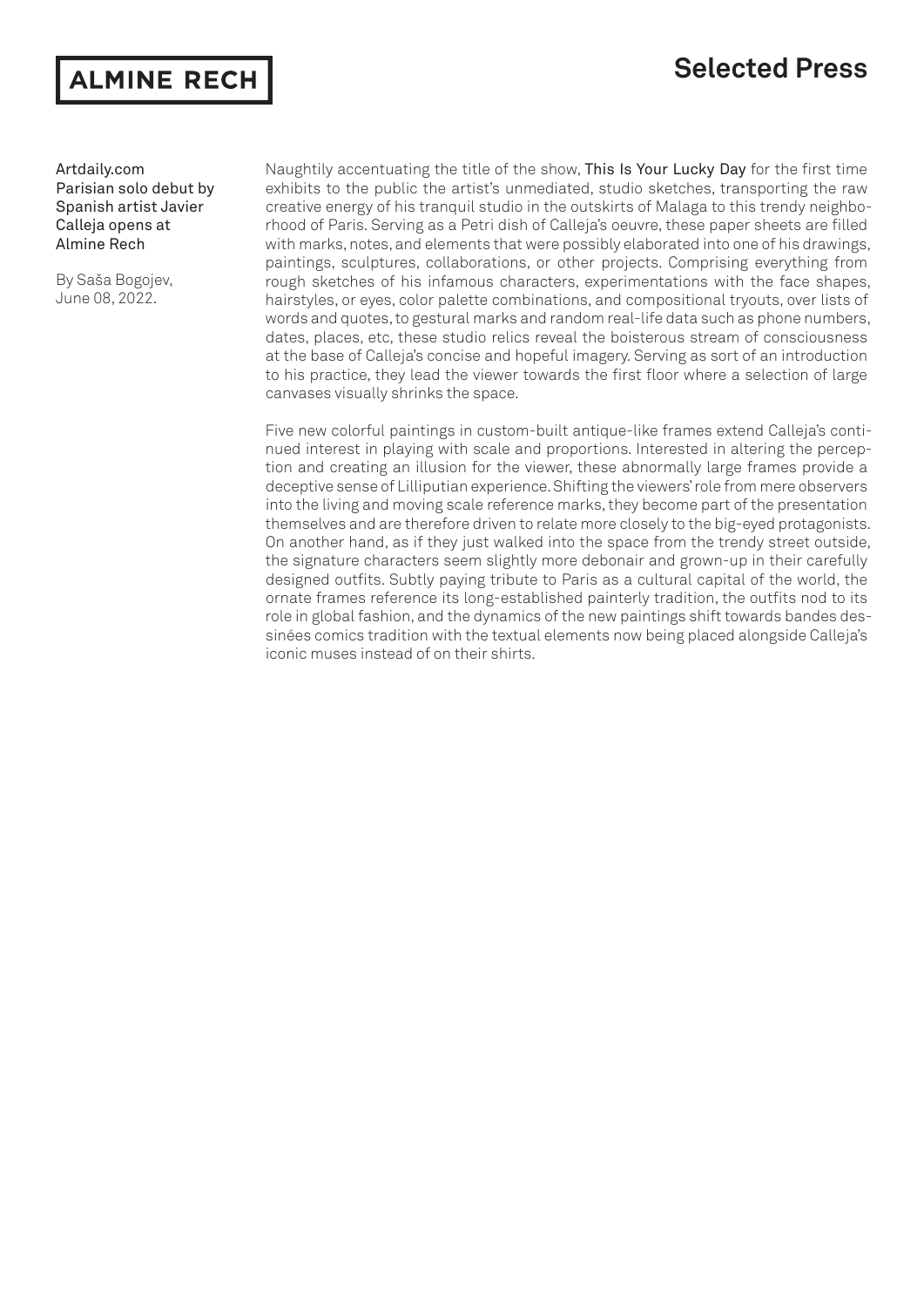Artdaily.com
Parisian solo debut by Spanish artist Javier Calleja opens at Almine Rech

By Saša Bogojev,
June 08, 2022.

Naughtily accentuating the title of the show, This Is Your Lucky Day for the first time exhibits to the public the artist's unmediated, studio sketches, transporting the raw creative energy of his tranquil studio in the outskirts of Malaga to this trendy neighborhood of Paris. Serving as a Petri dish of Calleja's oeuvre, these paper sheets are filled with marks, notes, and elements that were possibly elaborated into one of his drawings, paintings, sculptures, collaborations, or other projects. Comprising everything from rough sketches of his infamous characters, experimentations with the face shapes, hairstyles, or eyes, color palette combinations, and compositional tryouts, over lists of words and quotes, to gestural marks and random real-life data such as phone numbers, dates, places, etc, these studio relics reveal the boisterous stream of consciousness at the base of Calleja's concise and hopeful imagery. Serving as sort of an introduction to his practice, they lead the viewer towards the first floor where a selection of large canvases visually shrinks the space.

Five new colorful paintings in custom-built antique-like frames extend Calleja's continued interest in playing with scale and proportions. Interested in altering the perception and creating an illusion for the viewer, these abnormally large frames provide a deceptive sense of Lilliputian experience. Shifting the viewers' role from mere observers into the living and moving scale reference marks, they become part of the presentation themselves and are therefore driven to relate more closely to the big-eyed protagonists. On another hand, as if they just walked into the space from the trendy street outside, the signature characters seem slightly more debonair and grown-up in their carefully designed outfits. Subtly paying tribute to Paris as a cultural capital of the world, the ornate frames reference its long-established painterly tradition, the outfits nod to its role in global fashion, and the dynamics of the new paintings shift towards bandes dessinées comics tradition with the textual elements now being placed alongside Calleja's iconic muses instead of on their shirts.